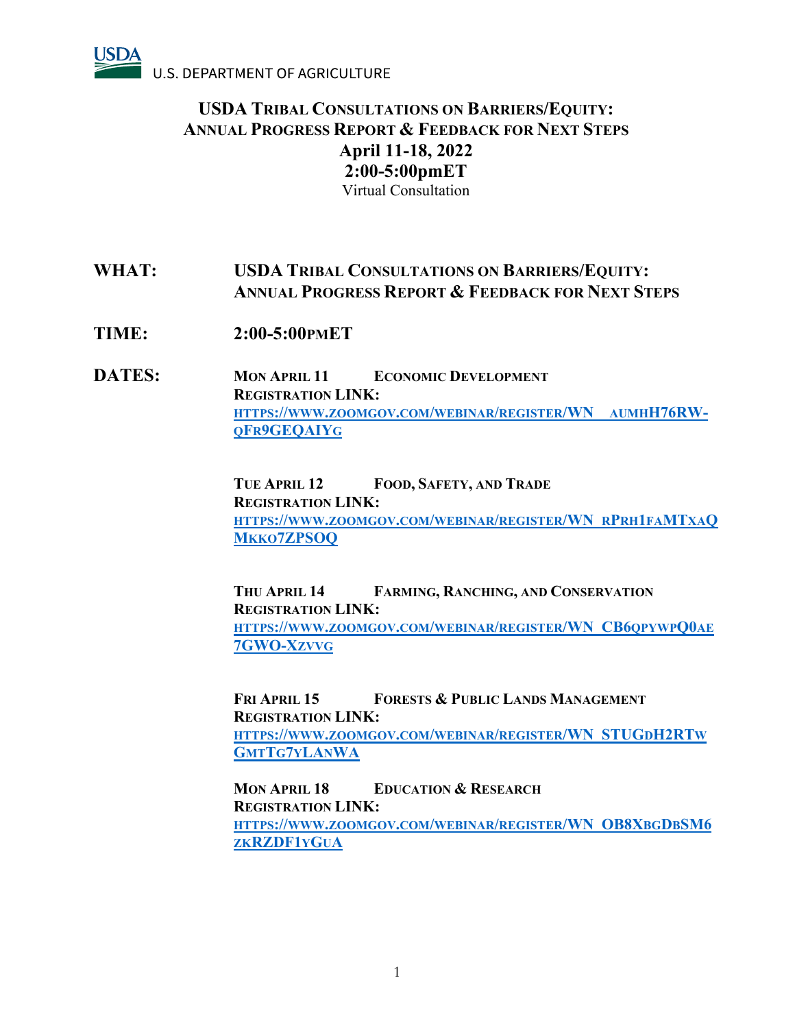USDA
U.S. DEPARTMENT OF AGRICULTURE

# USDA TRIBAL CONSULTATIONS ON BARRIERS/EQUITY: ANNUAL PROGRESS REPORT & FEEDBACK FOR NEXT STEPS

**April 11-18, 2022**

**2:00-5:00pmET**

Virtual Consultation

**WHAT:** **USDA TRIBAL CONSULTATIONS ON BARRIERS/EQUITY: ANNUAL PROGRESS REPORT & FEEDBACK FOR NEXT STEPS**

**TIME:** **2:00-5:00PMET**

**DATES:**

**MON APRIL 11** **ECONOMIC DEVELOPMENT**
**REGISTRATION LINK:**
HTTPS://WWW.ZOOMGOV.COM/WEBINAR/REGISTER/WN_AUMHH76RW-QFR9GEQAIYG

**TUE APRIL 12** **FOOD, SAFETY, AND TRADE**
**REGISTRATION LINK:**
HTTPS://WWW.ZOOMGOV.COM/WEBINAR/REGISTER/WN_RPRH1FAMTXAQMKKO7ZPSOQ

**THU APRIL 14** **FARMING, RANCHING, AND CONSERVATION**
**REGISTRATION LINK:**
HTTPS://WWW.ZOOMGOV.COM/WEBINAR/REGISTER/WN_CB6QPYWPQ0AE7GWO-XZVVG

**FRI APRIL 15** **FORESTS & PUBLIC LANDS MANAGEMENT**
**REGISTRATION LINK:**
HTTPS://WWW.ZOOMGOV.COM/WEBINAR/REGISTER/WN_STUGDH2RTWGMTTG7YLANWA

**MON APRIL 18** **EDUCATION & RESEARCH**
**REGISTRATION LINK:**
HTTPS://WWW.ZOOMGOV.COM/WEBINAR/REGISTER/WN_OB8XBGDBSM6ZKRZDF1YGUA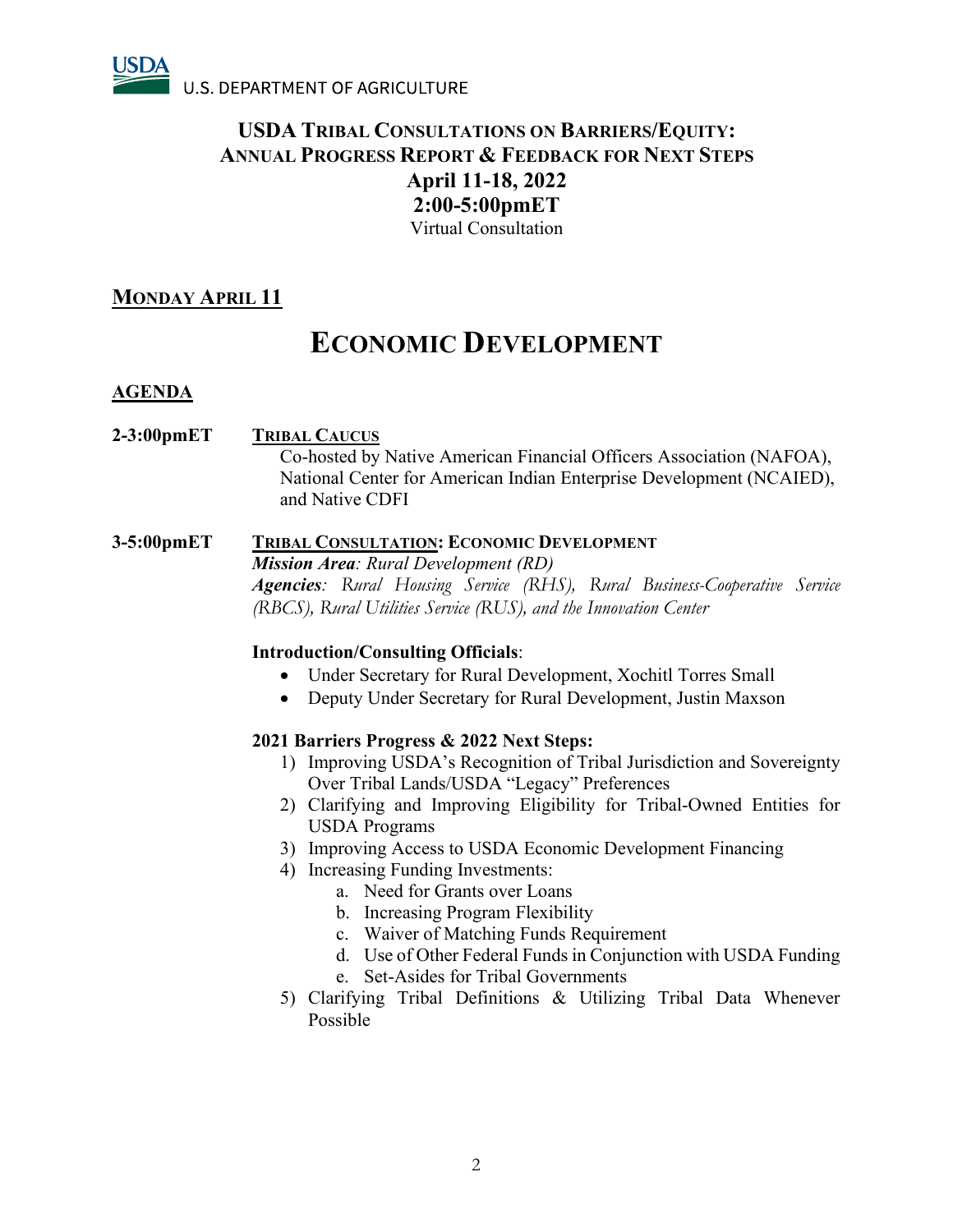USDA
U.S. DEPARTMENT OF AGRICULTURE

# USDA Tribal Consultations on Barriers/Equity: Annual Progress Report & Feedback for Next Steps

**April 11-18, 2022**

**2:00-5:00pmET**

Virtual Consultation

## MONDAY APRIL 11

# ECONOMIC DEVELOPMENT

## AGENDA

**2-3:00pmET** **TRIBAL CAUCUS**

Co-hosted by Native American Financial Officers Association (NAFOA), National Center for American Indian Enterprise Development (NCAIED), and Native CDFI

**3-5:00pmET** **TRIBAL CONSULTATION: ECONOMIC DEVELOPMENT**

***Mission Area**: Rural Development (RD)*

***Agencies**: Rural Housing Service (RHS), Rural Business-Cooperative Service (RBCS), Rural Utilities Service (RUS), and the Innovation Center*

**Introduction/Consulting Officials**:

- Under Secretary for Rural Development, Xochitl Torres Small
- Deputy Under Secretary for Rural Development, Justin Maxson

**2021 Barriers Progress & 2022 Next Steps:**

1) Improving USDA's Recognition of Tribal Jurisdiction and Sovereignty Over Tribal Lands/USDA "Legacy" Preferences
2) Clarifying and Improving Eligibility for Tribal-Owned Entities for USDA Programs
3) Improving Access to USDA Economic Development Financing
4) Increasing Funding Investments:
   a. Need for Grants over Loans
   b. Increasing Program Flexibility
   c. Waiver of Matching Funds Requirement
   d. Use of Other Federal Funds in Conjunction with USDA Funding
   e. Set-Asides for Tribal Governments
5) Clarifying Tribal Definitions & Utilizing Tribal Data Whenever Possible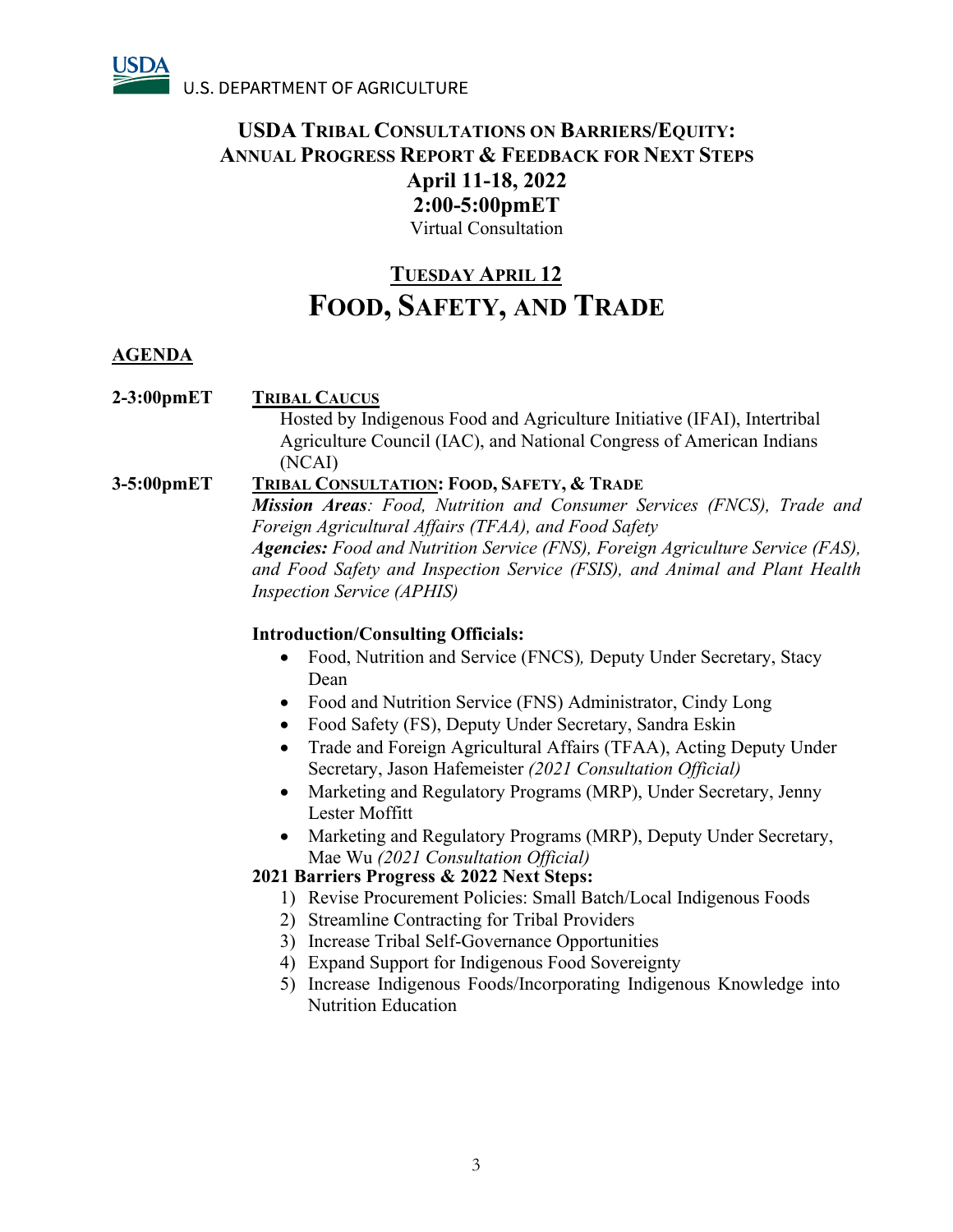USDA U.S. DEPARTMENT OF AGRICULTURE

# USDA TRIBAL CONSULTATIONS ON BARRIERS/EQUITY: ANNUAL PROGRESS REPORT & FEEDBACK FOR NEXT STEPS

**April 11-18, 2022**

**2:00-5:00pmET**

Virtual Consultation

## TUESDAY APRIL 12

# FOOD, SAFETY, AND TRADE

**AGENDA**

**2-3:00pmET** **TRIBAL CAUCUS**

Hosted by Indigenous Food and Agriculture Initiative (IFAI), Intertribal Agriculture Council (IAC), and National Congress of American Indians (NCAI)

**3-5:00pmET** **TRIBAL CONSULTATION: FOOD, SAFETY, & TRADE**

***Mission Areas**: Food, Nutrition and Consumer Services (FNCS), Trade and Foreign Agricultural Affairs (TFAA), and Food Safety*

***Agencies:** Food and Nutrition Service (FNS), Foreign Agriculture Service (FAS), and Food Safety and Inspection Service (FSIS), and Animal and Plant Health Inspection Service (APHIS)*

**Introduction/Consulting Officials:**

- Food, Nutrition and Service (FNCS), Deputy Under Secretary, Stacy Dean
- Food and Nutrition Service (FNS) Administrator, Cindy Long
- Food Safety (FS), Deputy Under Secretary, Sandra Eskin
- Trade and Foreign Agricultural Affairs (TFAA), Acting Deputy Under Secretary, Jason Hafemeister *(2021 Consultation Official)*
- Marketing and Regulatory Programs (MRP), Under Secretary, Jenny Lester Moffitt
- Marketing and Regulatory Programs (MRP), Deputy Under Secretary, Mae Wu *(2021 Consultation Official)*

**2021 Barriers Progress & 2022 Next Steps:**

1) Revise Procurement Policies: Small Batch/Local Indigenous Foods
2) Streamline Contracting for Tribal Providers
3) Increase Tribal Self-Governance Opportunities
4) Expand Support for Indigenous Food Sovereignty
5) Increase Indigenous Foods/Incorporating Indigenous Knowledge into Nutrition Education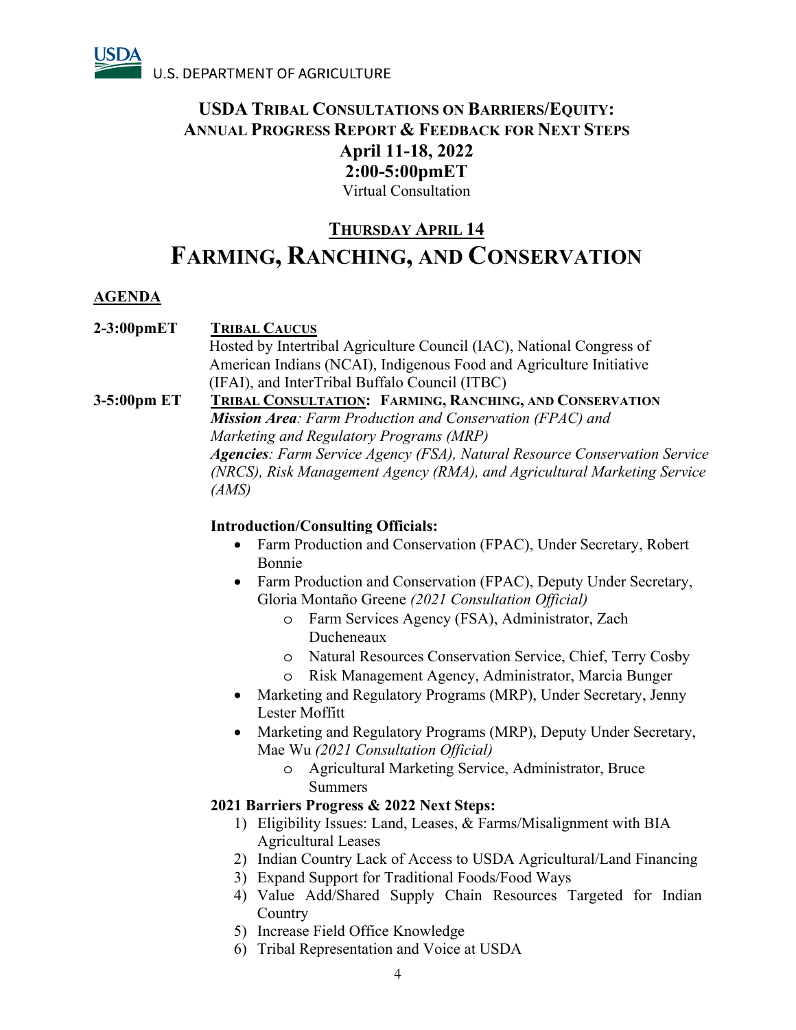USDA U.S. DEPARTMENT OF AGRICULTURE

# USDA Tribal Consultations on Barriers/Equity: Annual Progress Report & Feedback for Next Steps

**April 11-18, 2022**

**2:00-5:00pmET**

Virtual Consultation

## Thursday April 14

# Farming, Ranching, and Conservation

**AGENDA**

**2-3:00pmET** **Tribal Caucus**

Hosted by Intertribal Agriculture Council (IAC), National Congress of American Indians (NCAI), Indigenous Food and Agriculture Initiative (IFAI), and InterTribal Buffalo Council (ITBC)

**3-5:00pm ET** **Tribal Consultation: Farming, Ranching, and Conservation**

***Mission Area****: Farm Production and Conservation (FPAC) and Marketing and Regulatory Programs (MRP)*

***Agencies****: Farm Service Agency (FSA), Natural Resource Conservation Service (NRCS), Risk Management Agency (RMA), and Agricultural Marketing Service (AMS)*

**Introduction/Consulting Officials:**

- Farm Production and Conservation (FPAC), Under Secretary, Robert Bonnie
- Farm Production and Conservation (FPAC), Deputy Under Secretary, Gloria Montaño Greene *(2021 Consultation Official)*
  - Farm Services Agency (FSA), Administrator, Zach Ducheneaux
  - Natural Resources Conservation Service, Chief, Terry Cosby
  - Risk Management Agency, Administrator, Marcia Bunger
- Marketing and Regulatory Programs (MRP), Under Secretary, Jenny Lester Moffitt
- Marketing and Regulatory Programs (MRP), Deputy Under Secretary, Mae Wu *(2021 Consultation Official)*
  - Agricultural Marketing Service, Administrator, Bruce Summers

**2021 Barriers Progress & 2022 Next Steps:**

1) Eligibility Issues: Land, Leases, & Farms/Misalignment with BIA Agricultural Leases
2) Indian Country Lack of Access to USDA Agricultural/Land Financing
3) Expand Support for Traditional Foods/Food Ways
4) Value Add/Shared Supply Chain Resources Targeted for Indian Country
5) Increase Field Office Knowledge
6) Tribal Representation and Voice at USDA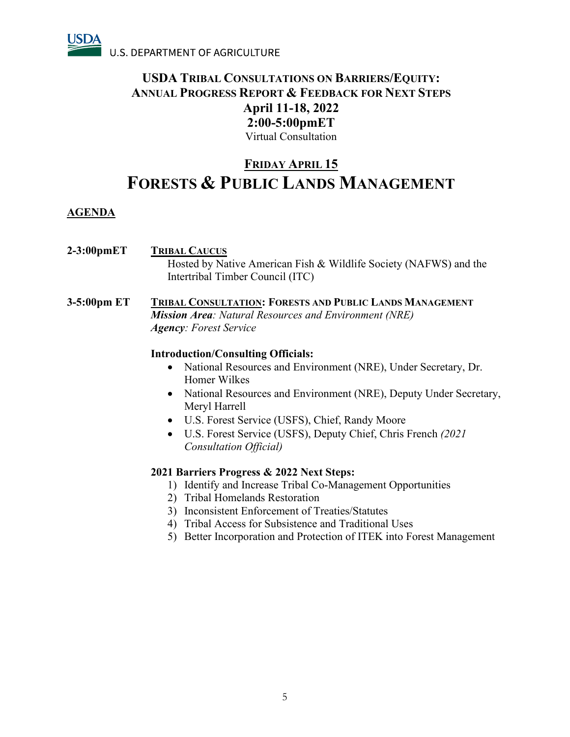USDA U.S. DEPARTMENT OF AGRICULTURE

# USDA Tribal Consultations on Barriers/Equity: Annual Progress Report & Feedback for Next Steps

**April 11-18, 2022**
**2:00-5:00pmET**
Virtual Consultation

## Friday April 15

# Forests & Public Lands Management

## AGENDA

**2-3:00pmET** — **Tribal Caucus**

Hosted by Native American Fish & Wildlife Society (NAFWS) and the Intertribal Timber Council (ITC)

**3-5:00pm ET** — **Tribal Consultation: Forests and Public Lands Management**

***Mission Area**: Natural Resources and Environment (NRE)*

***Agency**: Forest Service*

**Introduction/Consulting Officials:**

- National Resources and Environment (NRE), Under Secretary, Dr. Homer Wilkes
- National Resources and Environment (NRE), Deputy Under Secretary, Meryl Harrell
- U.S. Forest Service (USFS), Chief, Randy Moore
- U.S. Forest Service (USFS), Deputy Chief, Chris French *(2021 Consultation Official)*

**2021 Barriers Progress & 2022 Next Steps:**

1) Identify and Increase Tribal Co-Management Opportunities
2) Tribal Homelands Restoration
3) Inconsistent Enforcement of Treaties/Statutes
4) Tribal Access for Subsistence and Traditional Uses
5) Better Incorporation and Protection of ITEK into Forest Management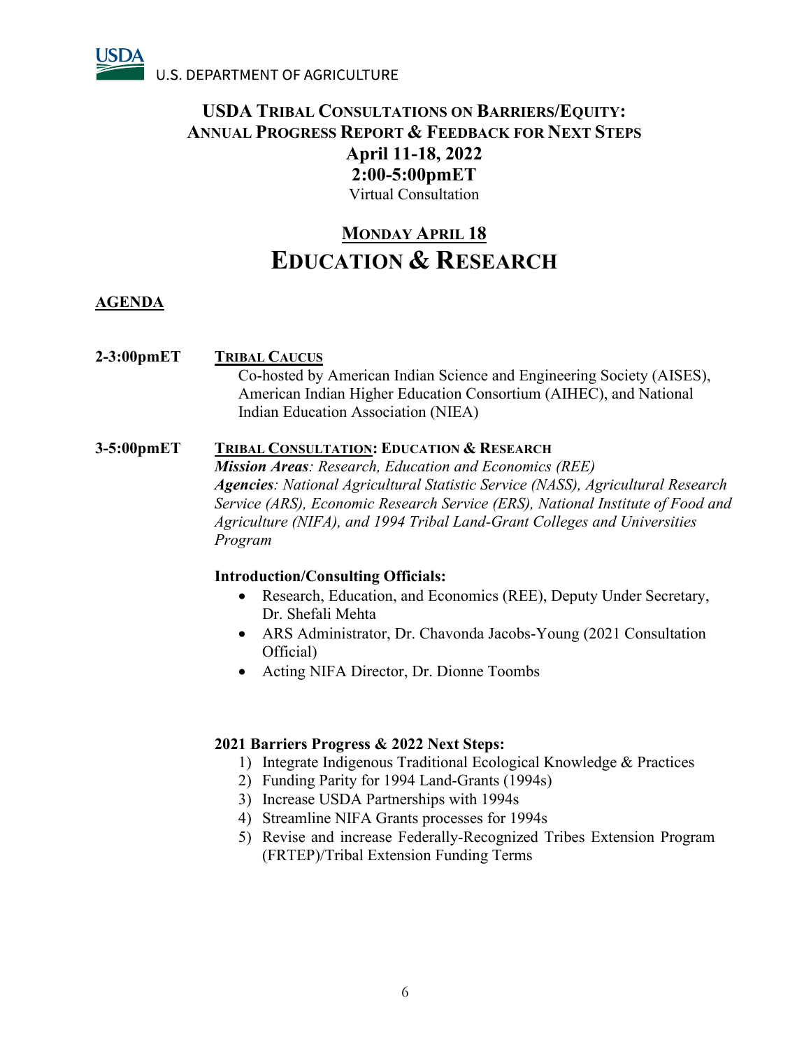USDA U.S. DEPARTMENT OF AGRICULTURE

# USDA Tribal Consultations on Barriers/Equity: Annual Progress Report & Feedback for Next Steps

**April 11-18, 2022**
**2:00-5:00pmET**
Virtual Consultation

## Monday April 18
## Education & Research

**AGENDA**

**2-3:00pmET** — **TRIBAL CAUCUS**
Co-hosted by American Indian Science and Engineering Society (AISES), American Indian Higher Education Consortium (AIHEC), and National Indian Education Association (NIEA)

**3-5:00pmET** — **TRIBAL CONSULTATION: EDUCATION & RESEARCH**
***Mission Areas****: Research, Education and Economics (REE)*
***Agencies****: National Agricultural Statistic Service (NASS), Agricultural Research Service (ARS), Economic Research Service (ERS), National Institute of Food and Agriculture (NIFA), and 1994 Tribal Land-Grant Colleges and Universities Program*

**Introduction/Consulting Officials:**

- Research, Education, and Economics (REE), Deputy Under Secretary, Dr. Shefali Mehta
- ARS Administrator, Dr. Chavonda Jacobs-Young (2021 Consultation Official)
- Acting NIFA Director, Dr. Dionne Toombs

**2021 Barriers Progress & 2022 Next Steps:**

1) Integrate Indigenous Traditional Ecological Knowledge & Practices
2) Funding Parity for 1994 Land-Grants (1994s)
3) Increase USDA Partnerships with 1994s
4) Streamline NIFA Grants processes for 1994s
5) Revise and increase Federally-Recognized Tribes Extension Program (FRTEP)/Tribal Extension Funding Terms